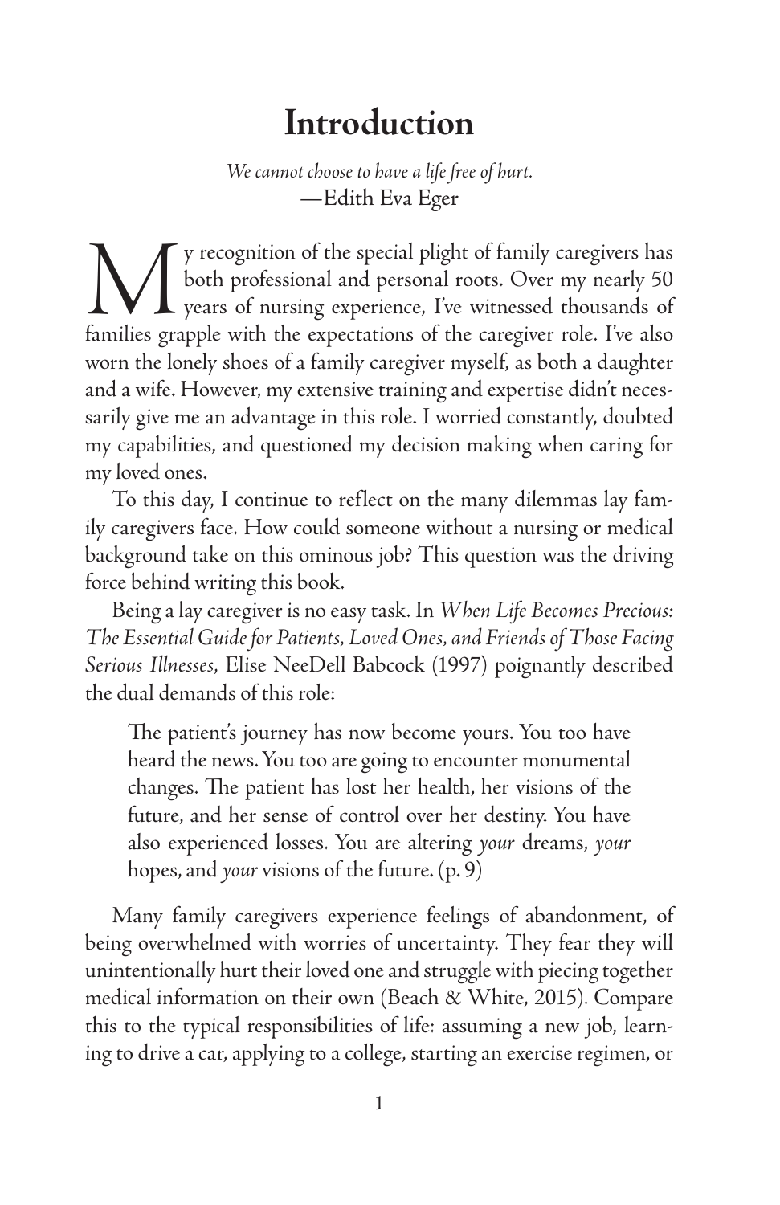# Introduction

*We cannot choose to have a life free of hurt.*
—Edith Eva Eger

My recognition of the special plight of family caregivers has both professional and personal roots. Over my nearly 50 years of nursing experience, I've witnessed thousands of families grapple with the expectations of the caregiver role. I've also worn the lonely shoes of a family caregiver myself, as both a daughter and a wife. However, my extensive training and expertise didn't necessarily give me an advantage in this role. I worried constantly, doubted my capabilities, and questioned my decision making when caring for my loved ones.

To this day, I continue to reflect on the many dilemmas lay family caregivers face. How could someone without a nursing or medical background take on this ominous job? This question was the driving force behind writing this book.

Being a lay caregiver is no easy task. In *When Life Becomes Precious: The Essential Guide for Patients, Loved Ones, and Friends of Those Facing Serious Illnesses*, Elise NeeDell Babcock (1997) poignantly described the dual demands of this role:

> The patient's journey has now become yours. You too have heard the news. You too are going to encounter monumental changes. The patient has lost her health, her visions of the future, and her sense of control over her destiny. You have also experienced losses. You are altering *your* dreams, *your* hopes, and *your* visions of the future. (p. 9)

Many family caregivers experience feelings of abandonment, of being overwhelmed with worries of uncertainty. They fear they will unintentionally hurt their loved one and struggle with piecing together medical information on their own (Beach & White, 2015). Compare this to the typical responsibilities of life: assuming a new job, learning to drive a car, applying to a college, starting an exercise regimen, or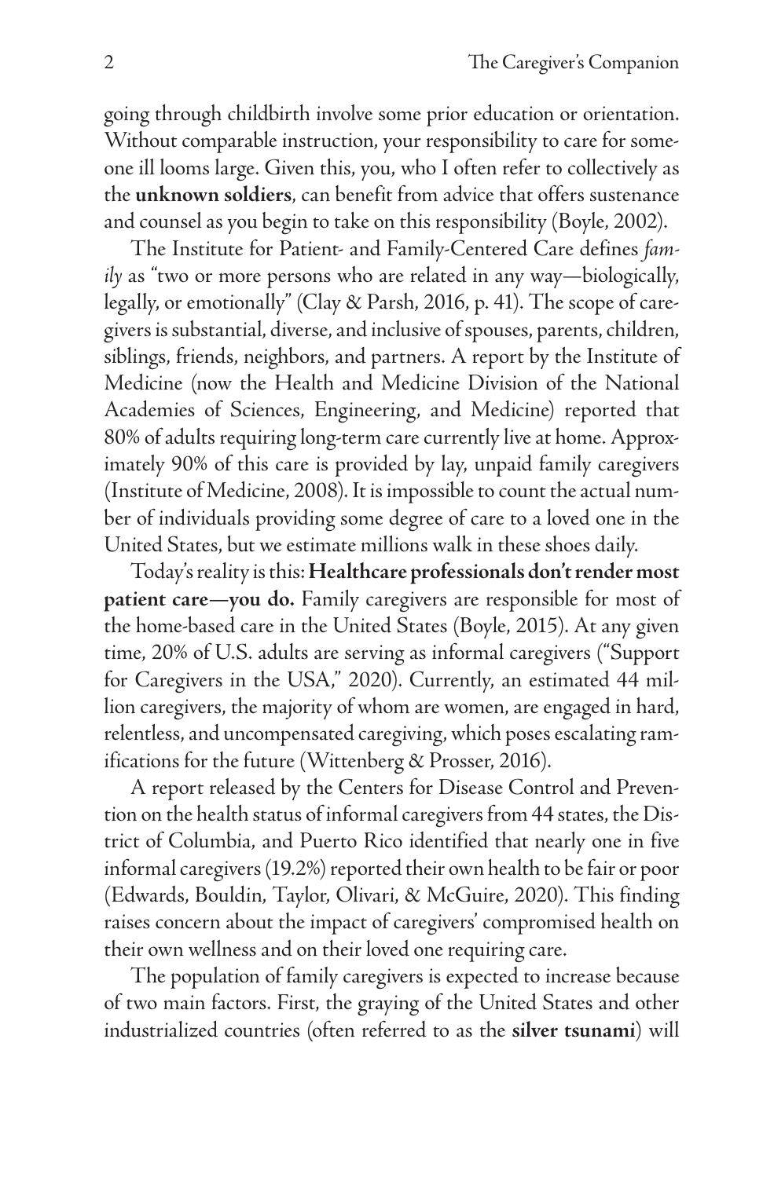going through childbirth involve some prior education or orientation. Without comparable instruction, your responsibility to care for someone ill looms large. Given this, you, who I often refer to collectively as the **unknown soldiers**, can benefit from advice that offers sustenance and counsel as you begin to take on this responsibility (Boyle, 2002).

The Institute for Patient- and Family-Centered Care defines *family* as "two or more persons who are related in any way—biologically, legally, or emotionally" (Clay & Parsh, 2016, p. 41). The scope of caregivers is substantial, diverse, and inclusive of spouses, parents, children, siblings, friends, neighbors, and partners. A report by the Institute of Medicine (now the Health and Medicine Division of the National Academies of Sciences, Engineering, and Medicine) reported that 80% of adults requiring long-term care currently live at home. Approximately 90% of this care is provided by lay, unpaid family caregivers (Institute of Medicine, 2008). It is impossible to count the actual number of individuals providing some degree of care to a loved one in the United States, but we estimate millions walk in these shoes daily.

Today's reality is this: **Healthcare professionals don't render most patient care—you do.** Family caregivers are responsible for most of the home-based care in the United States (Boyle, 2015). At any given time, 20% of U.S. adults are serving as informal caregivers ("Support for Caregivers in the USA," 2020). Currently, an estimated 44 million caregivers, the majority of whom are women, are engaged in hard, relentless, and uncompensated caregiving, which poses escalating ramifications for the future (Wittenberg & Prosser, 2016).

A report released by the Centers for Disease Control and Prevention on the health status of informal caregivers from 44 states, the District of Columbia, and Puerto Rico identified that nearly one in five informal caregivers (19.2%) reported their own health to be fair or poor (Edwards, Bouldin, Taylor, Olivari, & McGuire, 2020). This finding raises concern about the impact of caregivers' compromised health on their own wellness and on their loved one requiring care.

The population of family caregivers is expected to increase because of two main factors. First, the graying of the United States and other industrialized countries (often referred to as the **silver tsunami**) will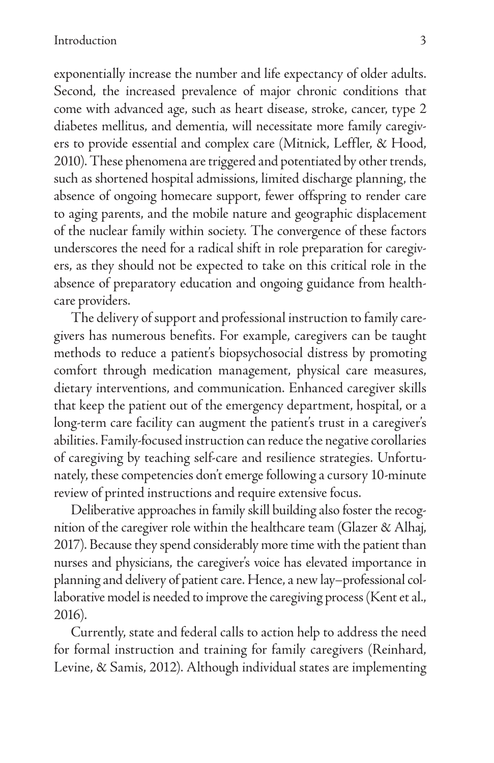exponentially increase the number and life expectancy of older adults. Second, the increased prevalence of major chronic conditions that come with advanced age, such as heart disease, stroke, cancer, type 2 diabetes mellitus, and dementia, will necessitate more family caregivers to provide essential and complex care (Mitnick, Leffler, & Hood, 2010). These phenomena are triggered and potentiated by other trends, such as shortened hospital admissions, limited discharge planning, the absence of ongoing homecare support, fewer offspring to render care to aging parents, and the mobile nature and geographic displacement of the nuclear family within society. The convergence of these factors underscores the need for a radical shift in role preparation for caregivers, as they should not be expected to take on this critical role in the absence of preparatory education and ongoing guidance from healthcare providers.

The delivery of support and professional instruction to family caregivers has numerous benefits. For example, caregivers can be taught methods to reduce a patient's biopsychosocial distress by promoting comfort through medication management, physical care measures, dietary interventions, and communication. Enhanced caregiver skills that keep the patient out of the emergency department, hospital, or a long-term care facility can augment the patient's trust in a caregiver's abilities. Family-focused instruction can reduce the negative corollaries of caregiving by teaching self-care and resilience strategies. Unfortunately, these competencies don't emerge following a cursory 10-minute review of printed instructions and require extensive focus.

Deliberative approaches in family skill building also foster the recognition of the caregiver role within the healthcare team (Glazer & Alhaj, 2017). Because they spend considerably more time with the patient than nurses and physicians, the caregiver's voice has elevated importance in planning and delivery of patient care. Hence, a new lay–professional collaborative model is needed to improve the caregiving process (Kent et al., 2016).

Currently, state and federal calls to action help to address the need for formal instruction and training for family caregivers (Reinhard, Levine, & Samis, 2012). Although individual states are implementing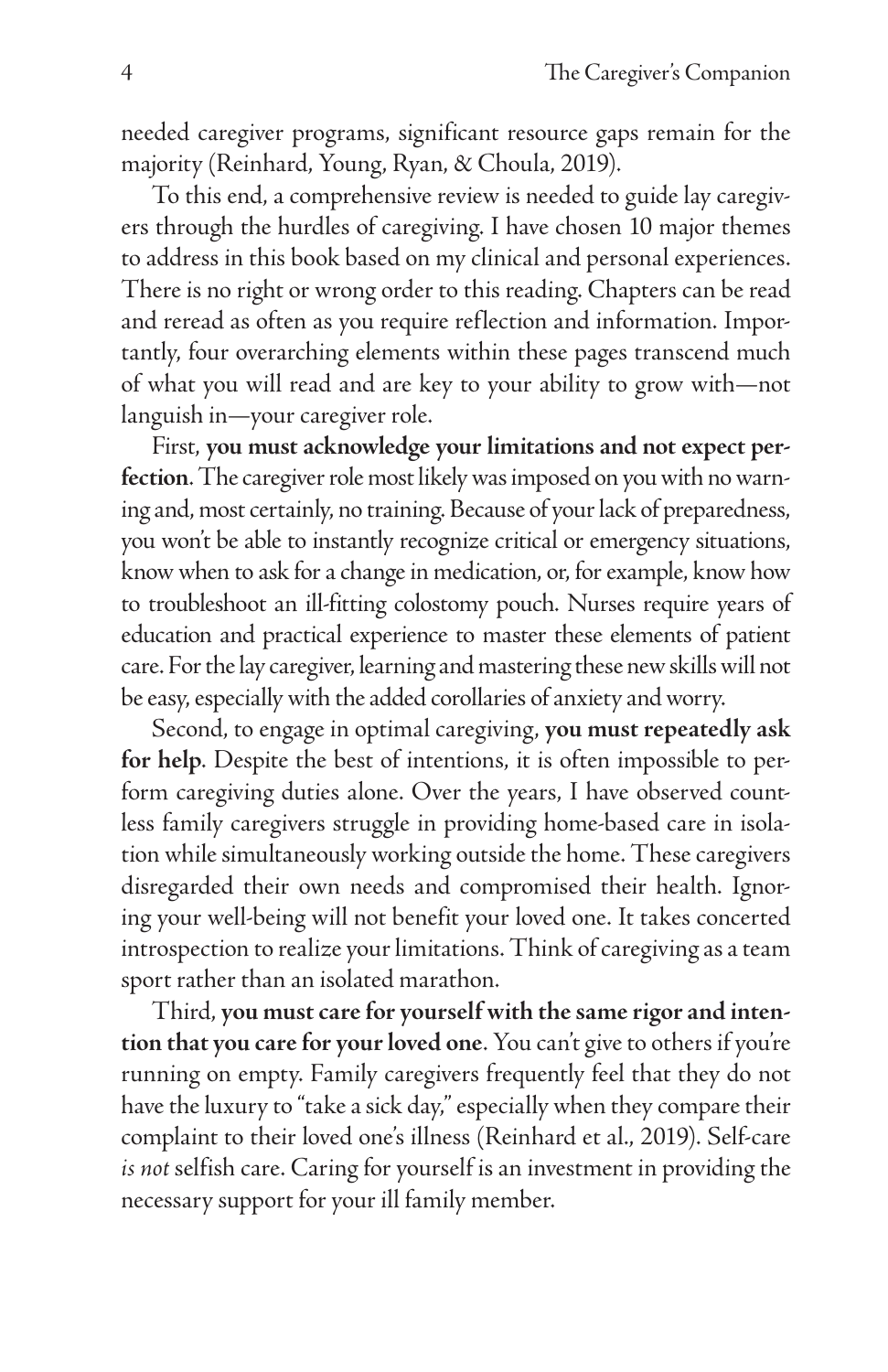needed caregiver programs, significant resource gaps remain for the majority (Reinhard, Young, Ryan, & Choula, 2019).

To this end, a comprehensive review is needed to guide lay caregivers through the hurdles of caregiving. I have chosen 10 major themes to address in this book based on my clinical and personal experiences. There is no right or wrong order to this reading. Chapters can be read and reread as often as you require reflection and information. Importantly, four overarching elements within these pages transcend much of what you will read and are key to your ability to grow with—not languish in—your caregiver role.

First, **you must acknowledge your limitations and not expect perfection**. The caregiver role most likely was imposed on you with no warning and, most certainly, no training. Because of your lack of preparedness, you won't be able to instantly recognize critical or emergency situations, know when to ask for a change in medication, or, for example, know how to troubleshoot an ill-fitting colostomy pouch. Nurses require years of education and practical experience to master these elements of patient care. For the lay caregiver, learning and mastering these new skills will not be easy, especially with the added corollaries of anxiety and worry.

Second, to engage in optimal caregiving, **you must repeatedly ask for help**. Despite the best of intentions, it is often impossible to perform caregiving duties alone. Over the years, I have observed countless family caregivers struggle in providing home-based care in isolation while simultaneously working outside the home. These caregivers disregarded their own needs and compromised their health. Ignoring your well-being will not benefit your loved one. It takes concerted introspection to realize your limitations. Think of caregiving as a team sport rather than an isolated marathon.

Third, **you must care for yourself with the same rigor and intention that you care for your loved one**. You can't give to others if you're running on empty. Family caregivers frequently feel that they do not have the luxury to "take a sick day," especially when they compare their complaint to their loved one's illness (Reinhard et al., 2019). Self-care *is not* selfish care. Caring for yourself is an investment in providing the necessary support for your ill family member.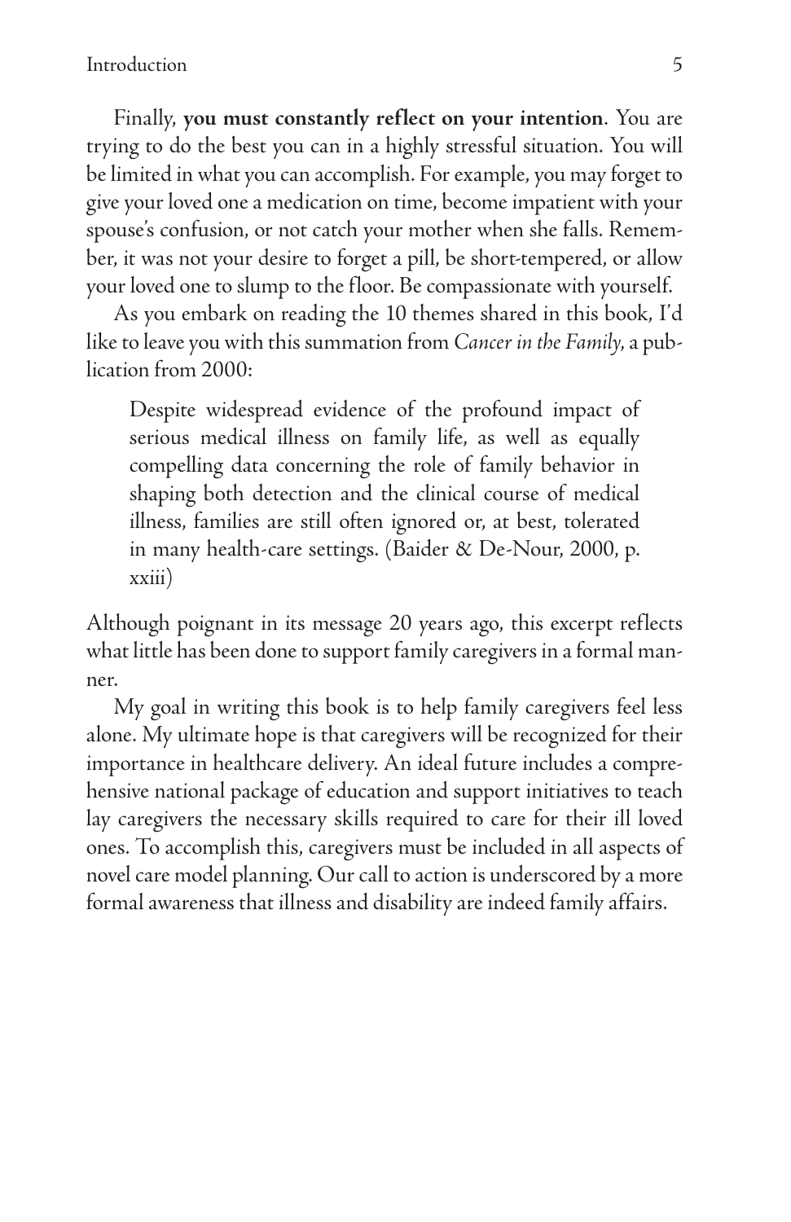Finally, **you must constantly reflect on your intention**. You are trying to do the best you can in a highly stressful situation. You will be limited in what you can accomplish. For example, you may forget to give your loved one a medication on time, become impatient with your spouse's confusion, or not catch your mother when she falls. Remember, it was not your desire to forget a pill, be short-tempered, or allow your loved one to slump to the floor. Be compassionate with yourself.

As you embark on reading the 10 themes shared in this book, I'd like to leave you with this summation from *Cancer in the Family*, a publication from 2000:

> Despite widespread evidence of the profound impact of serious medical illness on family life, as well as equally compelling data concerning the role of family behavior in shaping both detection and the clinical course of medical illness, families are still often ignored or, at best, tolerated in many health-care settings. (Baider & De-Nour, 2000, p. xxiii)

Although poignant in its message 20 years ago, this excerpt reflects what little has been done to support family caregivers in a formal manner.

My goal in writing this book is to help family caregivers feel less alone. My ultimate hope is that caregivers will be recognized for their importance in healthcare delivery. An ideal future includes a comprehensive national package of education and support initiatives to teach lay caregivers the necessary skills required to care for their ill loved ones. To accomplish this, caregivers must be included in all aspects of novel care model planning. Our call to action is underscored by a more formal awareness that illness and disability are indeed family affairs.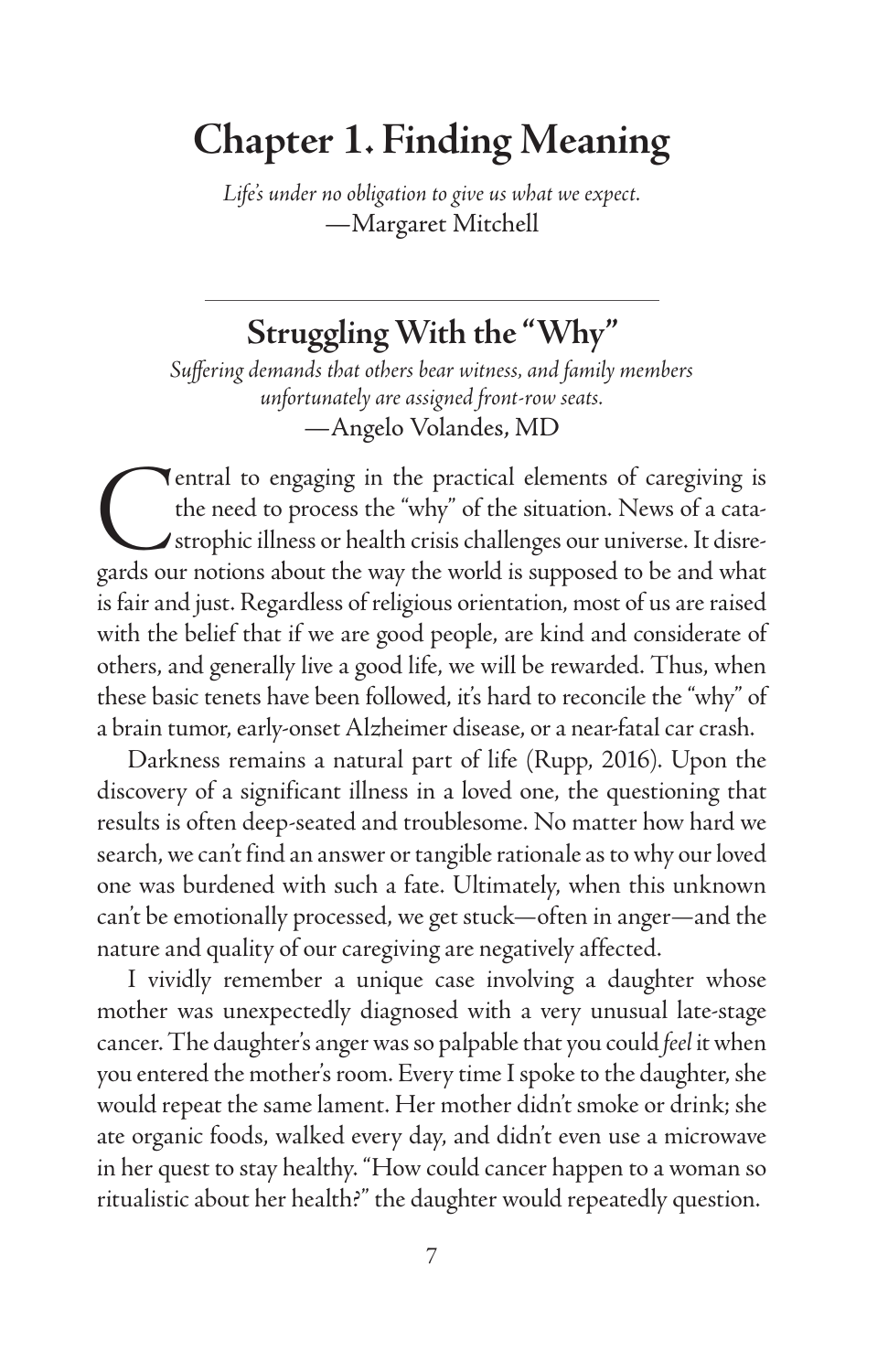# Chapter 1. Finding Meaning

*Life's under no obligation to give us what we expect.*
—Margaret Mitchell

---

## Struggling With the "Why"

*Suffering demands that others bear witness, and family members unfortunately are assigned front-row seats.*
—Angelo Volandes, MD

Central to engaging in the practical elements of caregiving is the need to process the "why" of the situation. News of a catastrophic illness or health crisis challenges our universe. It disregards our notions about the way the world is supposed to be and what is fair and just. Regardless of religious orientation, most of us are raised with the belief that if we are good people, are kind and considerate of others, and generally live a good life, we will be rewarded. Thus, when these basic tenets have been followed, it's hard to reconcile the "why" of a brain tumor, early-onset Alzheimer disease, or a near-fatal car crash.

Darkness remains a natural part of life (Rupp, 2016). Upon the discovery of a significant illness in a loved one, the questioning that results is often deep-seated and troublesome. No matter how hard we search, we can't find an answer or tangible rationale as to why our loved one was burdened with such a fate. Ultimately, when this unknown can't be emotionally processed, we get stuck—often in anger—and the nature and quality of our caregiving are negatively affected.

I vividly remember a unique case involving a daughter whose mother was unexpectedly diagnosed with a very unusual late-stage cancer. The daughter's anger was so palpable that you could *feel* it when you entered the mother's room. Every time I spoke to the daughter, she would repeat the same lament. Her mother didn't smoke or drink; she ate organic foods, walked every day, and didn't even use a microwave in her quest to stay healthy. "How could cancer happen to a woman so ritualistic about her health?" the daughter would repeatedly question.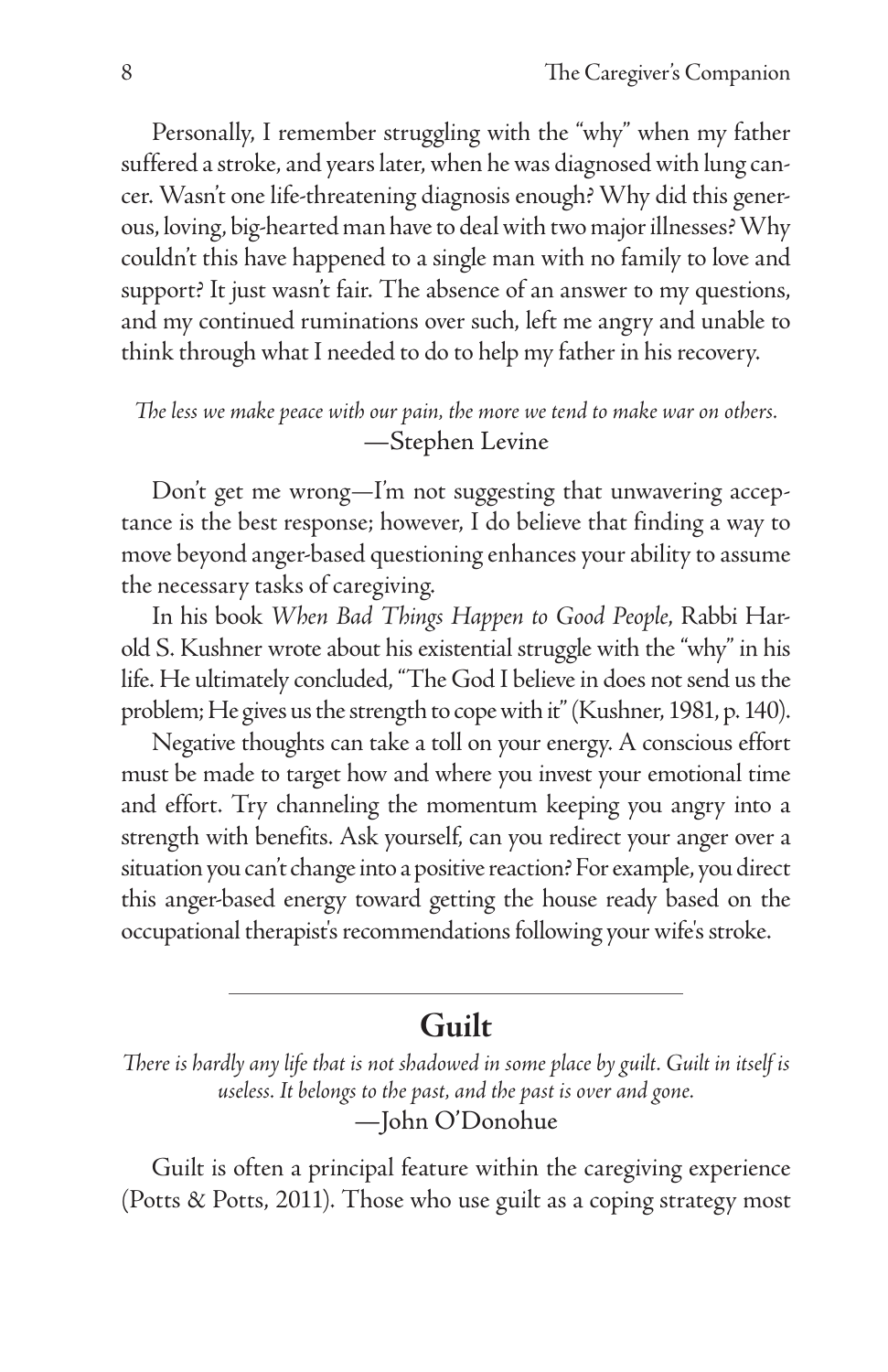Personally, I remember struggling with the "why" when my father suffered a stroke, and years later, when he was diagnosed with lung cancer. Wasn't one life-threatening diagnosis enough? Why did this generous, loving, big-hearted man have to deal with two major illnesses? Why couldn't this have happened to a single man with no family to love and support? It just wasn't fair. The absence of an answer to my questions, and my continued ruminations over such, left me angry and unable to think through what I needed to do to help my father in his recovery.

*The less we make peace with our pain, the more we tend to make war on others.*
—Stephen Levine

Don't get me wrong—I'm not suggesting that unwavering acceptance is the best response; however, I do believe that finding a way to move beyond anger-based questioning enhances your ability to assume the necessary tasks of caregiving.

In his book *When Bad Things Happen to Good People*, Rabbi Harold S. Kushner wrote about his existential struggle with the "why" in his life. He ultimately concluded, "The God I believe in does not send us the problem; He gives us the strength to cope with it" (Kushner, 1981, p. 140).

Negative thoughts can take a toll on your energy. A conscious effort must be made to target how and where you invest your emotional time and effort. Try channeling the momentum keeping you angry into a strength with benefits. Ask yourself, can you redirect your anger over a situation you can't change into a positive reaction? For example, you direct this anger-based energy toward getting the house ready based on the occupational therapist's recommendations following your wife's stroke.

---

## Guilt

*There is hardly any life that is not shadowed in some place by guilt. Guilt in itself is useless. It belongs to the past, and the past is over and gone.*
—John O'Donohue

Guilt is often a principal feature within the caregiving experience (Potts & Potts, 2011). Those who use guilt as a coping strategy most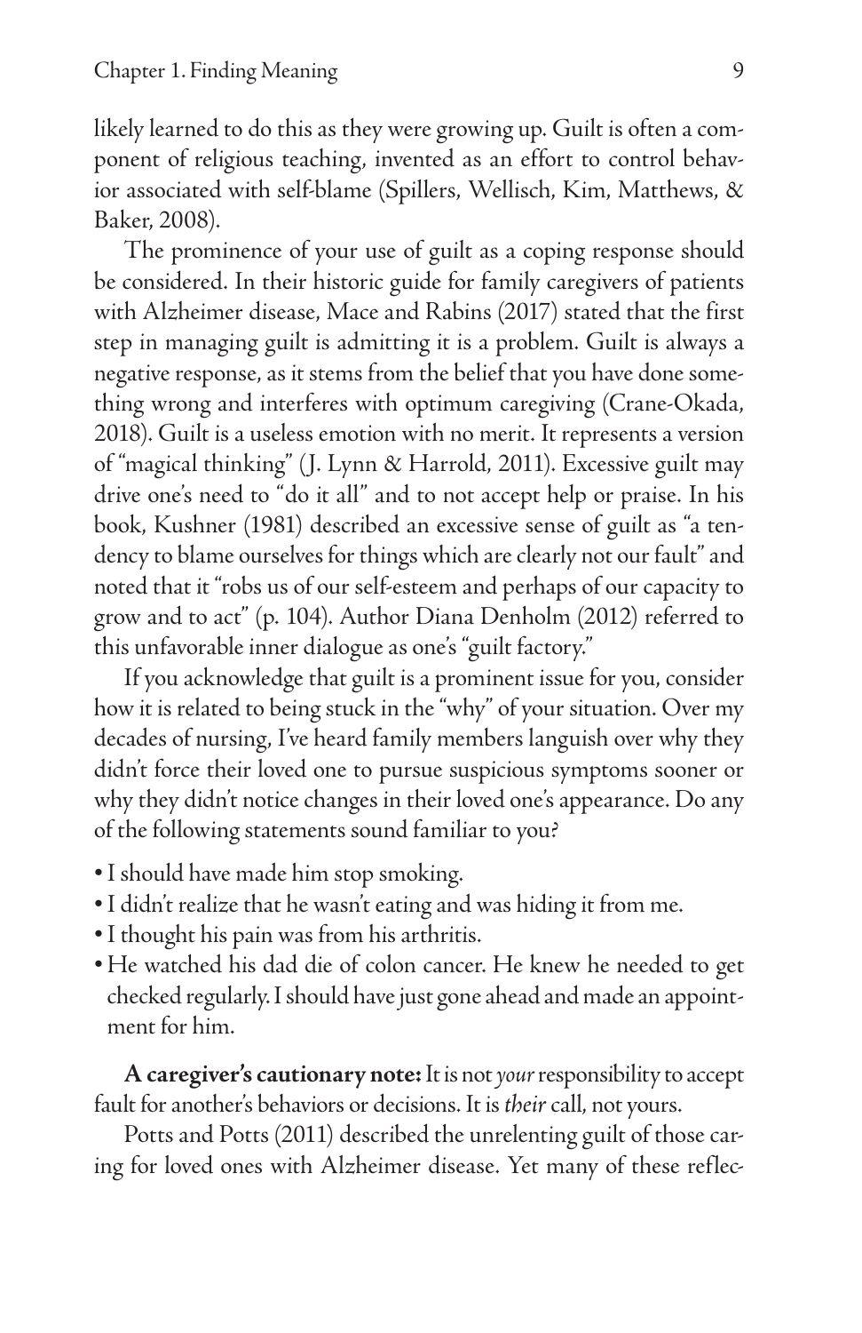likely learned to do this as they were growing up. Guilt is often a component of religious teaching, invented as an effort to control behavior associated with self-blame (Spillers, Wellisch, Kim, Matthews, & Baker, 2008).

The prominence of your use of guilt as a coping response should be considered. In their historic guide for family caregivers of patients with Alzheimer disease, Mace and Rabins (2017) stated that the first step in managing guilt is admitting it is a problem. Guilt is always a negative response, as it stems from the belief that you have done something wrong and interferes with optimum caregiving (Crane-Okada, 2018). Guilt is a useless emotion with no merit. It represents a version of "magical thinking" (J. Lynn & Harrold, 2011). Excessive guilt may drive one's need to "do it all" and to not accept help or praise. In his book, Kushner (1981) described an excessive sense of guilt as "a tendency to blame ourselves for things which are clearly not our fault" and noted that it "robs us of our self-esteem and perhaps of our capacity to grow and to act" (p. 104). Author Diana Denholm (2012) referred to this unfavorable inner dialogue as one's "guilt factory."

If you acknowledge that guilt is a prominent issue for you, consider how it is related to being stuck in the "why" of your situation. Over my decades of nursing, I've heard family members languish over why they didn't force their loved one to pursue suspicious symptoms sooner or why they didn't notice changes in their loved one's appearance. Do any of the following statements sound familiar to you?

- I should have made him stop smoking.
- I didn't realize that he wasn't eating and was hiding it from me.
- I thought his pain was from his arthritis.
- He watched his dad die of colon cancer. He knew he needed to get checked regularly. I should have just gone ahead and made an appointment for him.

**A caregiver's cautionary note:** It is not *your* responsibility to accept fault for another's behaviors or decisions. It is *their* call, not yours.

Potts and Potts (2011) described the unrelenting guilt of those caring for loved ones with Alzheimer disease. Yet many of these reflec-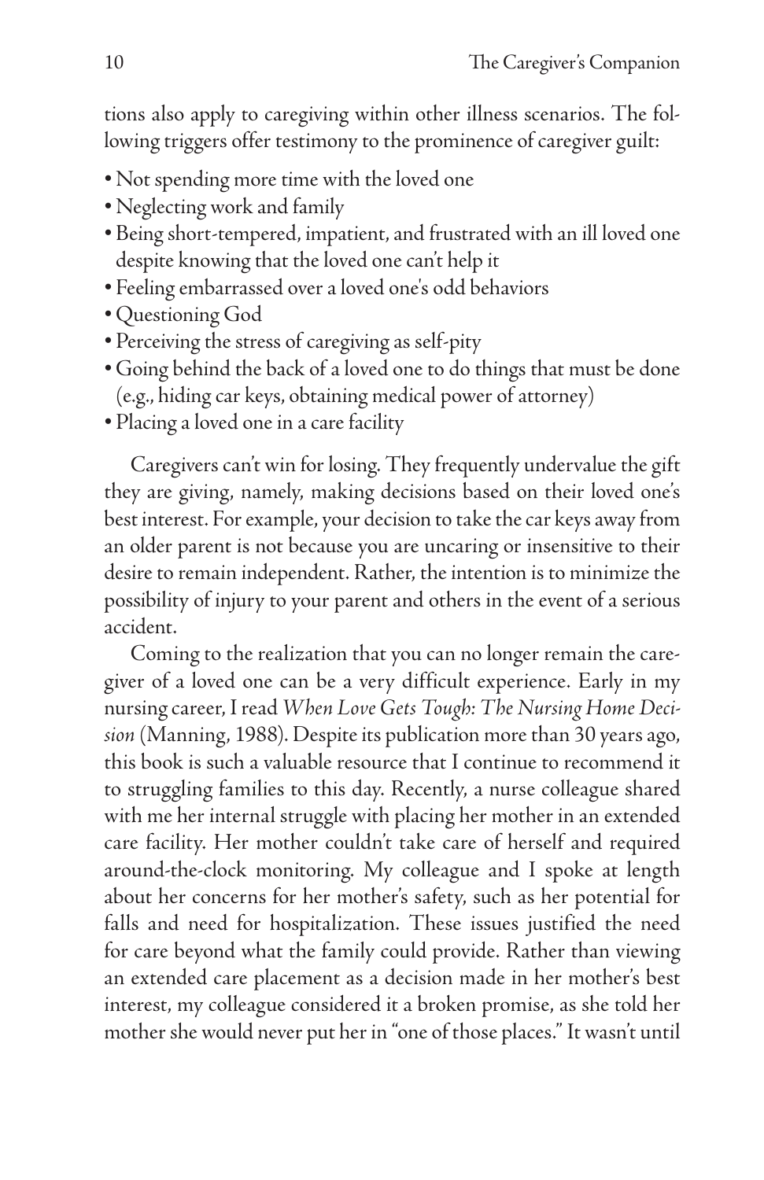tions also apply to caregiving within other illness scenarios. The following triggers offer testimony to the prominence of caregiver guilt:

- Not spending more time with the loved one
- Neglecting work and family
- Being short-tempered, impatient, and frustrated with an ill loved one despite knowing that the loved one can't help it
- Feeling embarrassed over a loved one's odd behaviors
- Questioning God
- Perceiving the stress of caregiving as self-pity
- Going behind the back of a loved one to do things that must be done (e.g., hiding car keys, obtaining medical power of attorney)
- Placing a loved one in a care facility

Caregivers can't win for losing. They frequently undervalue the gift they are giving, namely, making decisions based on their loved one's best interest. For example, your decision to take the car keys away from an older parent is not because you are uncaring or insensitive to their desire to remain independent. Rather, the intention is to minimize the possibility of injury to your parent and others in the event of a serious accident.

Coming to the realization that you can no longer remain the caregiver of a loved one can be a very difficult experience. Early in my nursing career, I read *When Love Gets Tough: The Nursing Home Decision* (Manning, 1988). Despite its publication more than 30 years ago, this book is such a valuable resource that I continue to recommend it to struggling families to this day. Recently, a nurse colleague shared with me her internal struggle with placing her mother in an extended care facility. Her mother couldn't take care of herself and required around-the-clock monitoring. My colleague and I spoke at length about her concerns for her mother's safety, such as her potential for falls and need for hospitalization. These issues justified the need for care beyond what the family could provide. Rather than viewing an extended care placement as a decision made in her mother's best interest, my colleague considered it a broken promise, as she told her mother she would never put her in "one of those places." It wasn't until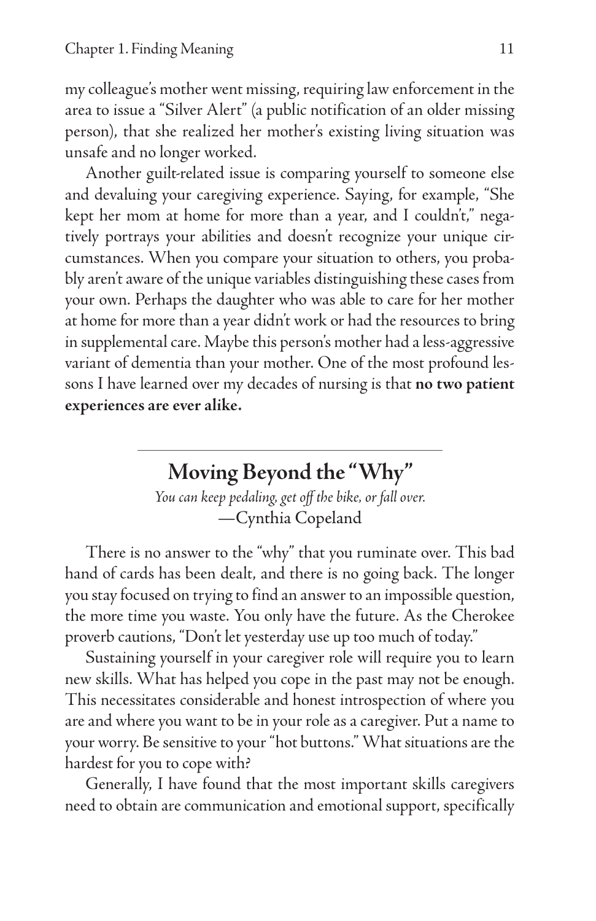my colleague's mother went missing, requiring law enforcement in the area to issue a "Silver Alert" (a public notification of an older missing person), that she realized her mother's existing living situation was unsafe and no longer worked.

Another guilt-related issue is comparing yourself to someone else and devaluing your caregiving experience. Saying, for example, "She kept her mom at home for more than a year, and I couldn't," negatively portrays your abilities and doesn't recognize your unique circumstances. When you compare your situation to others, you probably aren't aware of the unique variables distinguishing these cases from your own. Perhaps the daughter who was able to care for her mother at home for more than a year didn't work or had the resources to bring in supplemental care. Maybe this person's mother had a less-aggressive variant of dementia than your mother. One of the most profound lessons I have learned over my decades of nursing is that **no two patient experiences are ever alike.**

---

## Moving Beyond the "Why"

*You can keep pedaling, get off the bike, or fall over.*
—Cynthia Copeland

There is no answer to the "why" that you ruminate over. This bad hand of cards has been dealt, and there is no going back. The longer you stay focused on trying to find an answer to an impossible question, the more time you waste. You only have the future. As the Cherokee proverb cautions, "Don't let yesterday use up too much of today."

Sustaining yourself in your caregiver role will require you to learn new skills. What has helped you cope in the past may not be enough. This necessitates considerable and honest introspection of where you are and where you want to be in your role as a caregiver. Put a name to your worry. Be sensitive to your "hot buttons." What situations are the hardest for you to cope with?

Generally, I have found that the most important skills caregivers need to obtain are communication and emotional support, specifically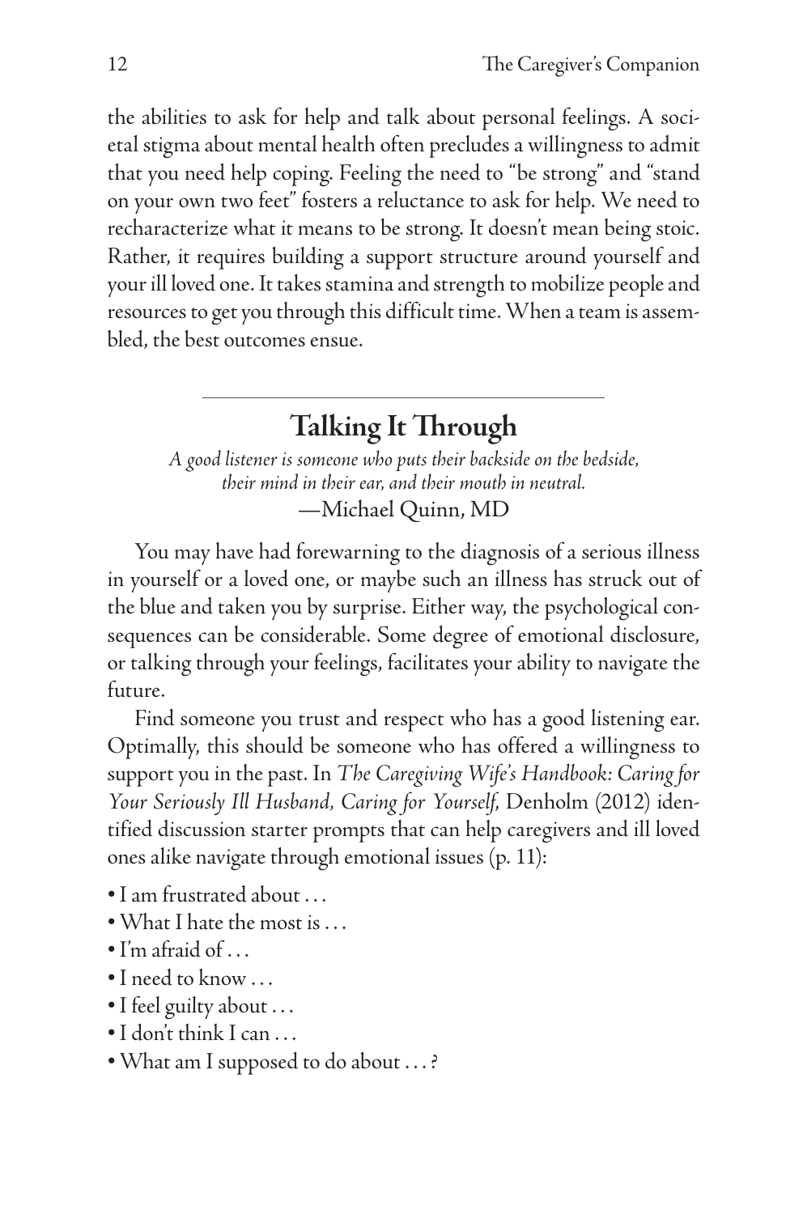the abilities to ask for help and talk about personal feelings. A societal stigma about mental health often precludes a willingness to admit that you need help coping. Feeling the need to "be strong" and "stand on your own two feet" fosters a reluctance to ask for help. We need to recharacterize what it means to be strong. It doesn't mean being stoic. Rather, it requires building a support structure around yourself and your ill loved one. It takes stamina and strength to mobilize people and resources to get you through this difficult time. When a team is assembled, the best outcomes ensue.

---

## Talking It Through

*A good listener is someone who puts their backside on the bedside, their mind in their ear, and their mouth in neutral.*

—Michael Quinn, MD

You may have had forewarning to the diagnosis of a serious illness in yourself or a loved one, or maybe such an illness has struck out of the blue and taken you by surprise. Either way, the psychological consequences can be considerable. Some degree of emotional disclosure, or talking through your feelings, facilitates your ability to navigate the future.

Find someone you trust and respect who has a good listening ear. Optimally, this should be someone who has offered a willingness to support you in the past. In *The Caregiving Wife's Handbook: Caring for Your Seriously Ill Husband, Caring for Yourself*, Denholm (2012) identified discussion starter prompts that can help caregivers and ill loved ones alike navigate through emotional issues (p. 11):

- I am frustrated about . . .
- What I hate the most is . . .
- I'm afraid of . . .
- I need to know . . .
- I feel guilty about . . .
- I don't think I can . . .
- What am I supposed to do about . . . ?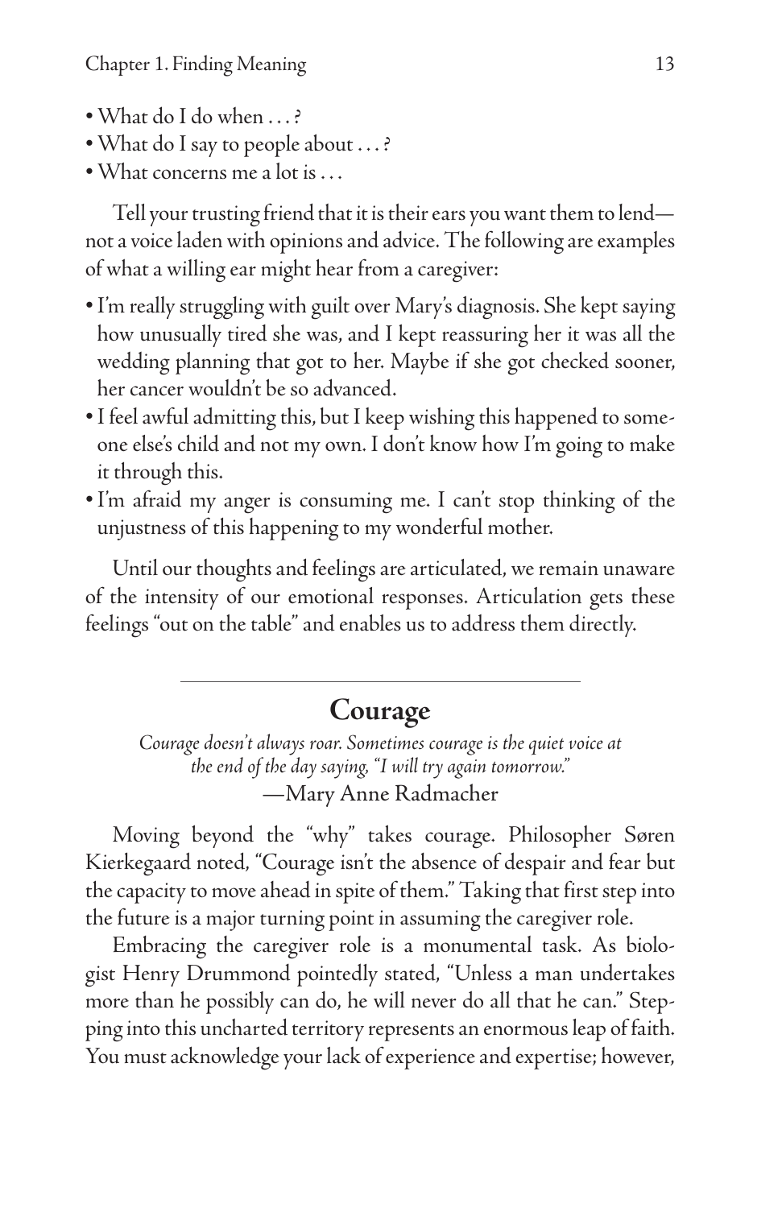- What do I do when . . . ?
- What do I say to people about . . . ?
- What concerns me a lot is . . .

Tell your trusting friend that it is their ears you want them to lend—not a voice laden with opinions and advice. The following are examples of what a willing ear might hear from a caregiver:

- I'm really struggling with guilt over Mary's diagnosis. She kept saying how unusually tired she was, and I kept reassuring her it was all the wedding planning that got to her. Maybe if she got checked sooner, her cancer wouldn't be so advanced.
- I feel awful admitting this, but I keep wishing this happened to someone else's child and not my own. I don't know how I'm going to make it through this.
- I'm afraid my anger is consuming me. I can't stop thinking of the unjustness of this happening to my wonderful mother.

Until our thoughts and feelings are articulated, we remain unaware of the intensity of our emotional responses. Articulation gets these feelings "out on the table" and enables us to address them directly.

---

## Courage

*Courage doesn't always roar. Sometimes courage is the quiet voice at the end of the day saying, "I will try again tomorrow."*
—Mary Anne Radmacher

Moving beyond the "why" takes courage. Philosopher Søren Kierkegaard noted, "Courage isn't the absence of despair and fear but the capacity to move ahead in spite of them." Taking that first step into the future is a major turning point in assuming the caregiver role.

Embracing the caregiver role is a monumental task. As biologist Henry Drummond pointedly stated, "Unless a man undertakes more than he possibly can do, he will never do all that he can." Stepping into this uncharted territory represents an enormous leap of faith. You must acknowledge your lack of experience and expertise; however,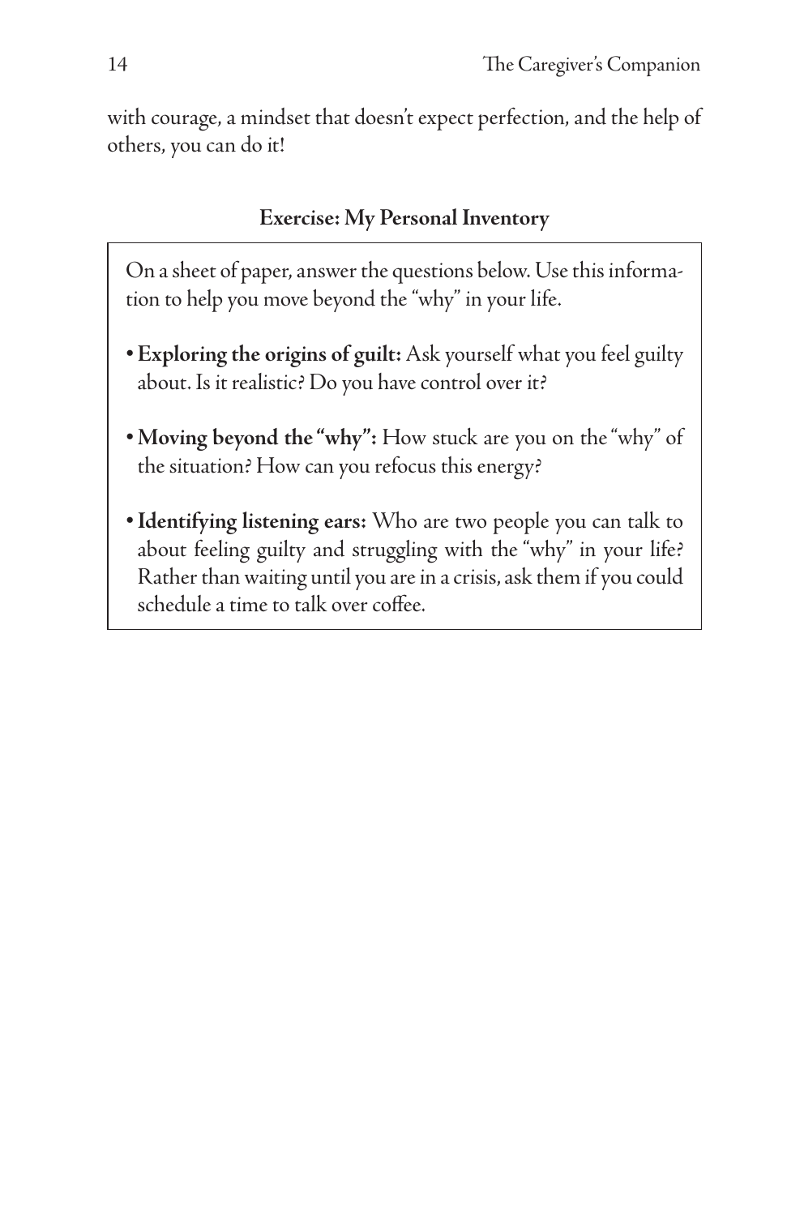with courage, a mindset that doesn't expect perfection, and the help of others, you can do it!

### Exercise: My Personal Inventory

On a sheet of paper, answer the questions below. Use this information to help you move beyond the "why" in your life.

- **Exploring the origins of guilt:** Ask yourself what you feel guilty about. Is it realistic? Do you have control over it?
- **Moving beyond the "why":** How stuck are you on the "why" of the situation? How can you refocus this energy?
- **Identifying listening ears:** Who are two people you can talk to about feeling guilty and struggling with the "why" in your life? Rather than waiting until you are in a crisis, ask them if you could schedule a time to talk over coffee.